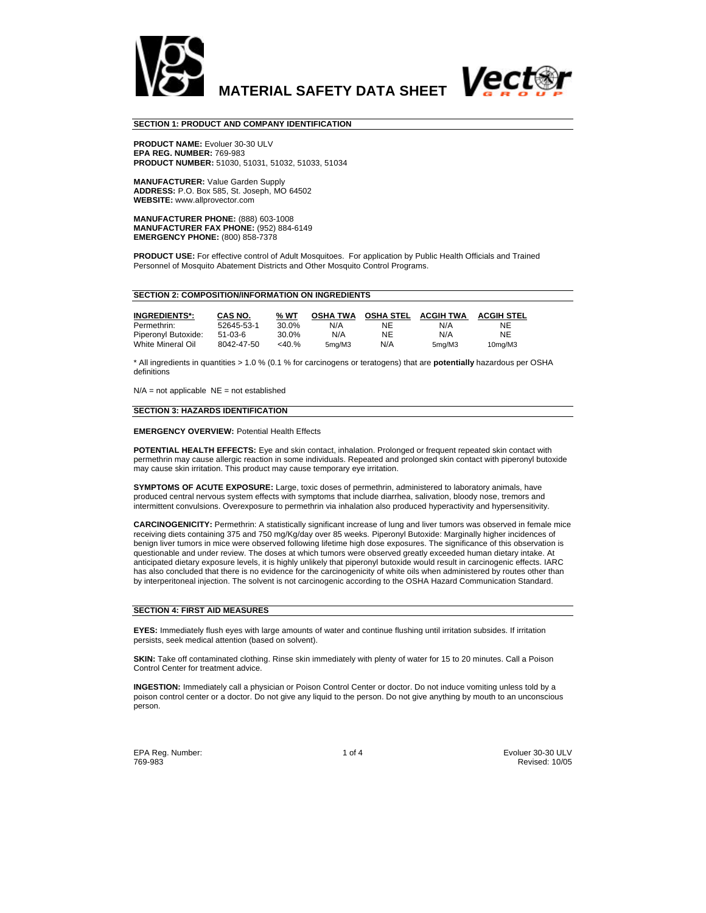# MATERIAL SAFETY DATA SHEET

## SECTION 1: PRODUCT AND COMPANY IDENTIFICATION

**PRODUCT NAME:** Evoluer 30-30 ULV
**EPA REG. NUMBER:** 769-983
**PRODUCT NUMBER:** 51030, 51031, 51032, 51033, 51034

**MANUFACTURER:** Value Garden Supply
**ADDRESS:** P.O. Box 585, St. Joseph, MO 64502
**WEBSITE:** www.allprovector.com

**MANUFACTURER PHONE:** (888) 603-1008
**MANUFACTURER FAX PHONE:** (952) 884-6149
**EMERGENCY PHONE:** (800) 858-7378

**PRODUCT USE:** For effective control of Adult Mosquitoes. For application by Public Health Officials and Trained Personnel of Mosquito Abatement Districts and Other Mosquito Control Programs.

## SECTION 2: COMPOSITION/INFORMATION ON INGREDIENTS

| INGREDIENTS*: | CAS NO. | % WT | OSHA TWA | OSHA STEL | ACGIH TWA | ACGIH STEL |
|---|---|---|---|---|---|---|
| Permethrin: | 52645-53-1 | 30.0% | N/A | NE | N/A | NE |
| Piperonyl Butoxide: | 51-03-6 | 30.0% | N/A | NE | N/A | NE |
| White Mineral Oil | 8042-47-50 | <40.% | 5mg/M3 | N/A | 5mg/M3 | 10mg/M3 |

\* All ingredients in quantities > 1.0 % (0.1 % for carcinogens or teratogens) that are **potentially** hazardous per OSHA definitions

N/A = not applicable NE = not established

## SECTION 3: HAZARDS IDENTIFICATION

**EMERGENCY OVERVIEW:** Potential Health Effects

**POTENTIAL HEALTH EFFECTS:** Eye and skin contact, inhalation. Prolonged or frequent repeated skin contact with permethrin may cause allergic reaction in some individuals. Repeated and prolonged skin contact with piperonyl butoxide may cause skin irritation. This product may cause temporary eye irritation.

**SYMPTOMS OF ACUTE EXPOSURE:** Large, toxic doses of permethrin, administered to laboratory animals, have produced central nervous system effects with symptoms that include diarrhea, salivation, bloody nose, tremors and intermittent convulsions. Overexposure to permethrin via inhalation also produced hyperactivity and hypersensitivity.

**CARCINOGENICITY:** Permethrin: A statistically significant increase of lung and liver tumors was observed in female mice receiving diets containing 375 and 750 mg/Kg/day over 85 weeks. Piperonyl Butoxide: Marginally higher incidences of benign liver tumors in mice were observed following lifetime high dose exposures. The significance of this observation is questionable and under review. The doses at which tumors were observed greatly exceeded human dietary intake. At anticipated dietary exposure levels, it is highly unlikely that piperonyl butoxide would result in carcinogenic effects. IARC has also concluded that there is no evidence for the carcinogenicity of white oils when administered by routes other than by interperitoneal injection. The solvent is not carcinogenic according to the OSHA Hazard Communication Standard.

## SECTION 4: FIRST AID MEASURES

**EYES:** Immediately flush eyes with large amounts of water and continue flushing until irritation subsides. If irritation persists, seek medical attention (based on solvent).

**SKIN:** Take off contaminated clothing. Rinse skin immediately with plenty of water for 15 to 20 minutes. Call a Poison Control Center for treatment advice.

**INGESTION:** Immediately call a physician or Poison Control Center or doctor. Do not induce vomiting unless told by a poison control center or a doctor. Do not give any liquid to the person. Do not give anything by mouth to an unconscious person.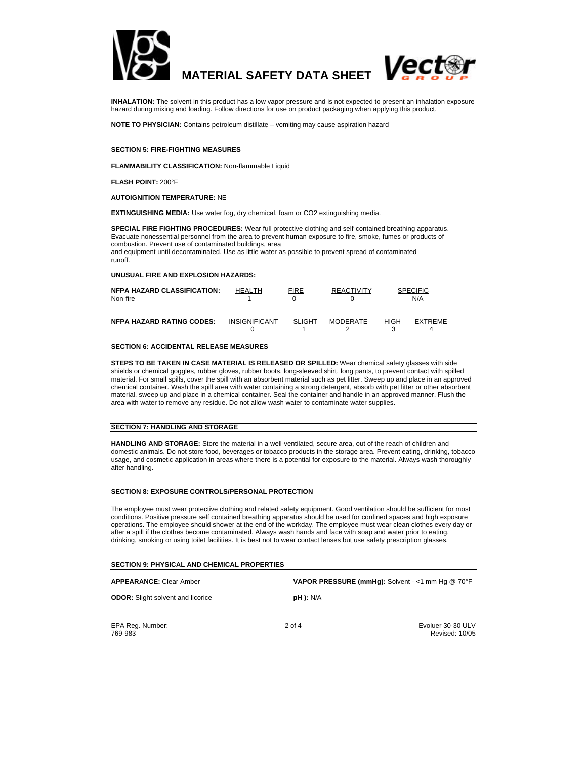**INHALATION:** The solvent in this product has a low vapor pressure and is not expected to present an inhalation exposure hazard during mixing and loading. Follow directions for use on product packaging when applying this product.

**NOTE TO PHYSICIAN:** Contains petroleum distillate – vomiting may cause aspiration hazard

## SECTION 5: FIRE-FIGHTING MEASURES

**FLAMMABILITY CLASSIFICATION:** Non-flammable Liquid

**FLASH POINT:** 200°F

**AUTOIGNITION TEMPERATURE:** NE

**EXTINGUISHING MEDIA:** Use water fog, dry chemical, foam or CO2 extinguishing media.

**SPECIAL FIRE FIGHTING PROCEDURES:** Wear full protective clothing and self-contained breathing apparatus. Evacuate nonessential personnel from the area to prevent human exposure to fire, smoke, fumes or products of combustion. Prevent use of contaminated buildings, area
and equipment until decontaminated. Use as little water as possible to prevent spread of contaminated runoff.

**UNUSUAL FIRE AND EXPLOSION HAZARDS:**

| **NFPA HAZARD CLASSIFICATION:** | HEALTH | FIRE | REACTIVITY | SPECIFIC |
|---|---|---|---|---|
| Non-fire | 1 | 0 | 0 | N/A |

| **NFPA HAZARD RATING CODES:** | INSIGNIFICANT | SLIGHT | MODERATE | HIGH | EXTREME |
|---|---|---|---|---|---|
| | 0 | 1 | 2 | 3 | 4 |

## SECTION 6: ACCIDENTAL RELEASE MEASURES

**STEPS TO BE TAKEN IN CASE MATERIAL IS RELEASED OR SPILLED:** Wear chemical safety glasses with side shields or chemical goggles, rubber gloves, rubber boots, long-sleeved shirt, long pants, to prevent contact with spilled material. For small spills, cover the spill with an absorbent material such as pet litter. Sweep up and place in an approved chemical container. Wash the spill area with water containing a strong detergent, absorb with pet litter or other absorbent material, sweep up and place in a chemical container. Seal the container and handle in an approved manner. Flush the area with water to remove any residue. Do not allow wash water to contaminate water supplies.

## SECTION 7: HANDLING AND STORAGE

**HANDLING AND STORAGE:** Store the material in a well-ventilated, secure area, out of the reach of children and domestic animals. Do not store food, beverages or tobacco products in the storage area. Prevent eating, drinking, tobacco usage, and cosmetic application in areas where there is a potential for exposure to the material. Always wash thoroughly after handling.

## SECTION 8: EXPOSURE CONTROLS/PERSONAL PROTECTION

The employee must wear protective clothing and related safety equipment. Good ventilation should be sufficient for most conditions. Positive pressure self contained breathing apparatus should be used for confined spaces and high exposure operations. The employee should shower at the end of the workday. The employee must wear clean clothes every day or after a spill if the clothes become contaminated. Always wash hands and face with soap and water prior to eating, drinking, smoking or using toilet facilities. It is best not to wear contact lenses but use safety prescription glasses.

## SECTION 9: PHYSICAL AND CHEMICAL PROPERTIES

**APPEARANCE:** Clear Amber

**VAPOR PRESSURE (mmHg):** Solvent - <1 mm Hg @ 70°F

**ODOR:** Slight solvent and licorice

**pH ):** N/A

EPA Reg. Number: 769-983

Evoluer 30-30 ULV
Revised: 10/05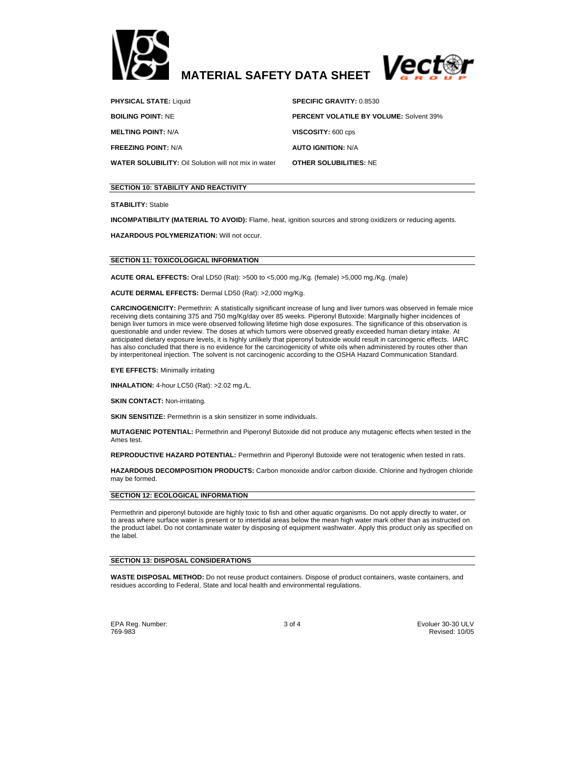**PHYSICAL STATE:** Liquid

**SPECIFIC GRAVITY:** 0.8530

**BOILING POINT:** NE

**PERCENT VOLATILE BY VOLUME:** Solvent 39%

**MELTING POINT:** N/A

**VISCOSITY:** 600 cps

**FREEZING POINT:** N/A

**AUTO IGNITION:** N/A

**WATER SOLUBILITY:** Oil Solution will not mix in water

**OTHER SOLUBILITIES:** NE

## SECTION 10: STABILITY AND REACTIVITY

**STABILITY:** Stable

**INCOMPATIBILITY (MATERIAL TO AVOID):** Flame, heat, ignition sources and strong oxidizers or reducing agents.

**HAZARDOUS POLYMERIZATION:** Will not occur.

## SECTION 11: TOXICOLOGICAL INFORMATION

**ACUTE ORAL EFFECTS:** Oral LD50 (Rat): >500 to <5,000 mg./Kg. (female) >5,000 mg./Kg. (male)

**ACUTE DERMAL EFFECTS:** Dermal LD50 (Rat): >2,000 mg/Kg.

**CARCINOGENICITY:** Permethrin: A statistically significant increase of lung and liver tumors was observed in female mice receiving diets containing 375 and 750 mg/Kg/day over 85 weeks. Piperonyl Butoxide: Marginally higher incidences of benign liver tumors in mice were observed following lifetime high dose exposures. The significance of this observation is questionable and under review. The doses at which tumors were observed greatly exceeded human dietary intake. At anticipated dietary exposure levels, it is highly unlikely that piperonyl butoxide would result in carcinogenic effects. IARC has also concluded that there is no evidence for the carcinogenicity of white oils when administered by routes other than by interperitoneal injection. The solvent is not carcinogenic according to the OSHA Hazard Communication Standard.

**EYE EFFECTS:** Minimally irritating

**INHALATION:** 4-hour LC50 (Rat): >2.02 mg./L.

**SKIN CONTACT:** Non-irritating.

**SKIN SENSITIZE:** Permethrin is a skin sensitizer in some individuals.

**MUTAGENIC POTENTIAL:** Permethrin and Piperonyl Butoxide did not produce any mutagenic effects when tested in the Ames test.

**REPRODUCTIVE HAZARD POTENTIAL:** Permethrin and Piperonyl Butoxide were not teratogenic when tested in rats.

**HAZARDOUS DECOMPOSITION PRODUCTS:** Carbon monoxide and/or carbon dioxide. Chlorine and hydrogen chloride may be formed.

## SECTION 12: ECOLOGICAL INFORMATION

Permethrin and piperonyl butoxide are highly toxic to fish and other aquatic organisms. Do not apply directly to water, or to areas where surface water is present or to intertidal areas below the mean high water mark other than as instructed on the product label. Do not contaminate water by disposing of equipment washwater. Apply this product only as specified on the label.

## SECTION 13: DISPOSAL CONSIDERATIONS

**WASTE DISPOSAL METHOD:** Do not reuse product containers. Dispose of product containers, waste containers, and residues according to Federal, State and local health and environmental regulations.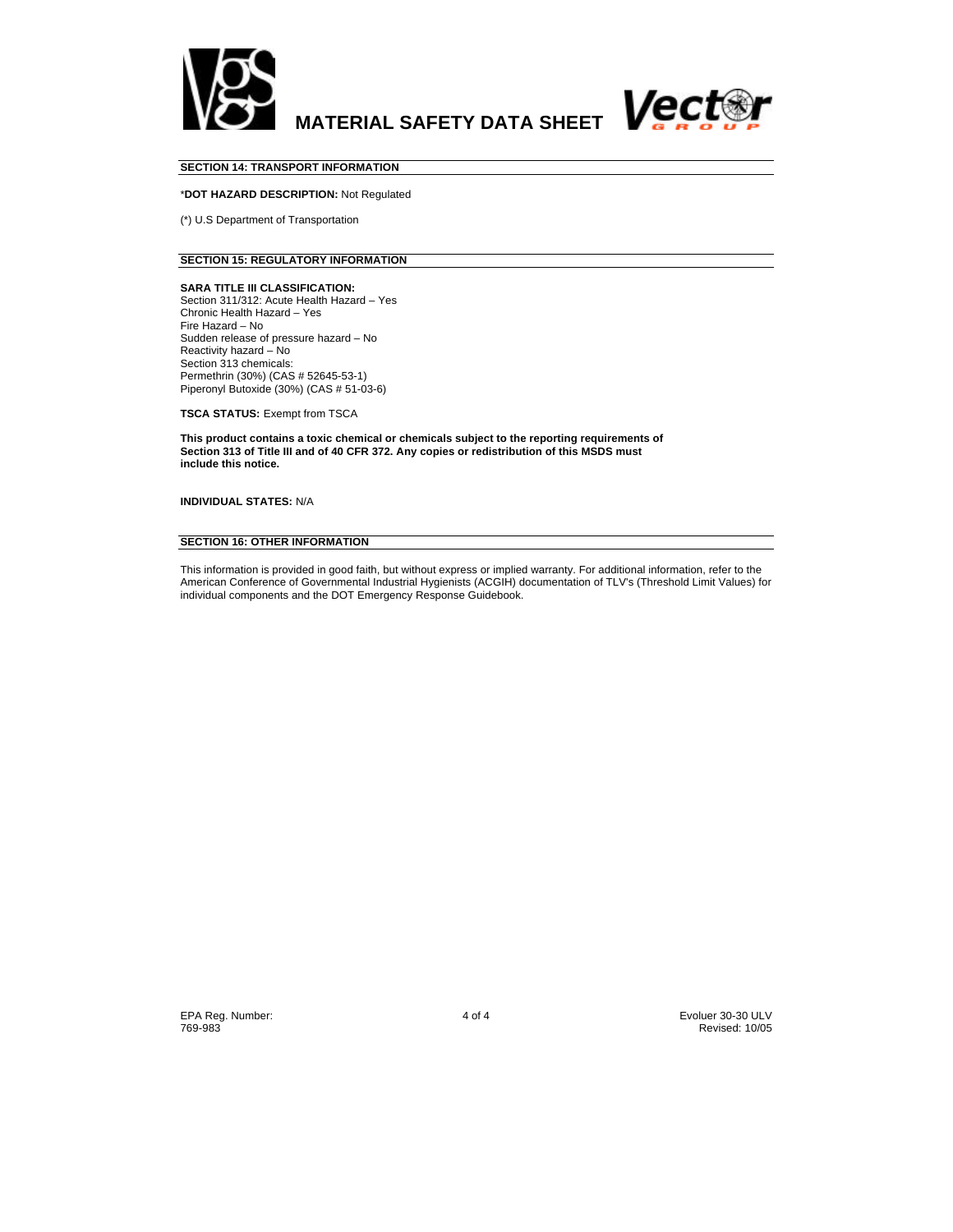**MATERIAL SAFETY DATA SHEET**

## SECTION 14: TRANSPORT INFORMATION

***DOT HAZARD DESCRIPTION:** Not Regulated

(*) U.S Department of Transportation

## SECTION 15: REGULATORY INFORMATION

**SARA TITLE III CLASSIFICATION:**
Section 311/312: Acute Health Hazard – Yes
Chronic Health Hazard – Yes
Fire Hazard – No
Sudden release of pressure hazard – No
Reactivity hazard – No
Section 313 chemicals:
Permethrin (30%) (CAS # 52645-53-1)
Piperonyl Butoxide (30%) (CAS # 51-03-6)

**TSCA STATUS:** Exempt from TSCA

**This product contains a toxic chemical or chemicals subject to the reporting requirements of Section 313 of Title III and of 40 CFR 372. Any copies or redistribution of this MSDS must include this notice.**

**INDIVIDUAL STATES:** N/A

## SECTION 16: OTHER INFORMATION

This information is provided in good faith, but without express or implied warranty. For additional information, refer to the American Conference of Governmental Industrial Hygienists (ACGIH) documentation of TLV's (Threshold Limit Values) for individual components and the DOT Emergency Response Guidebook.

EPA Reg. Number:
769-983

Evoluer 30-30 ULV
Revised: 10/05